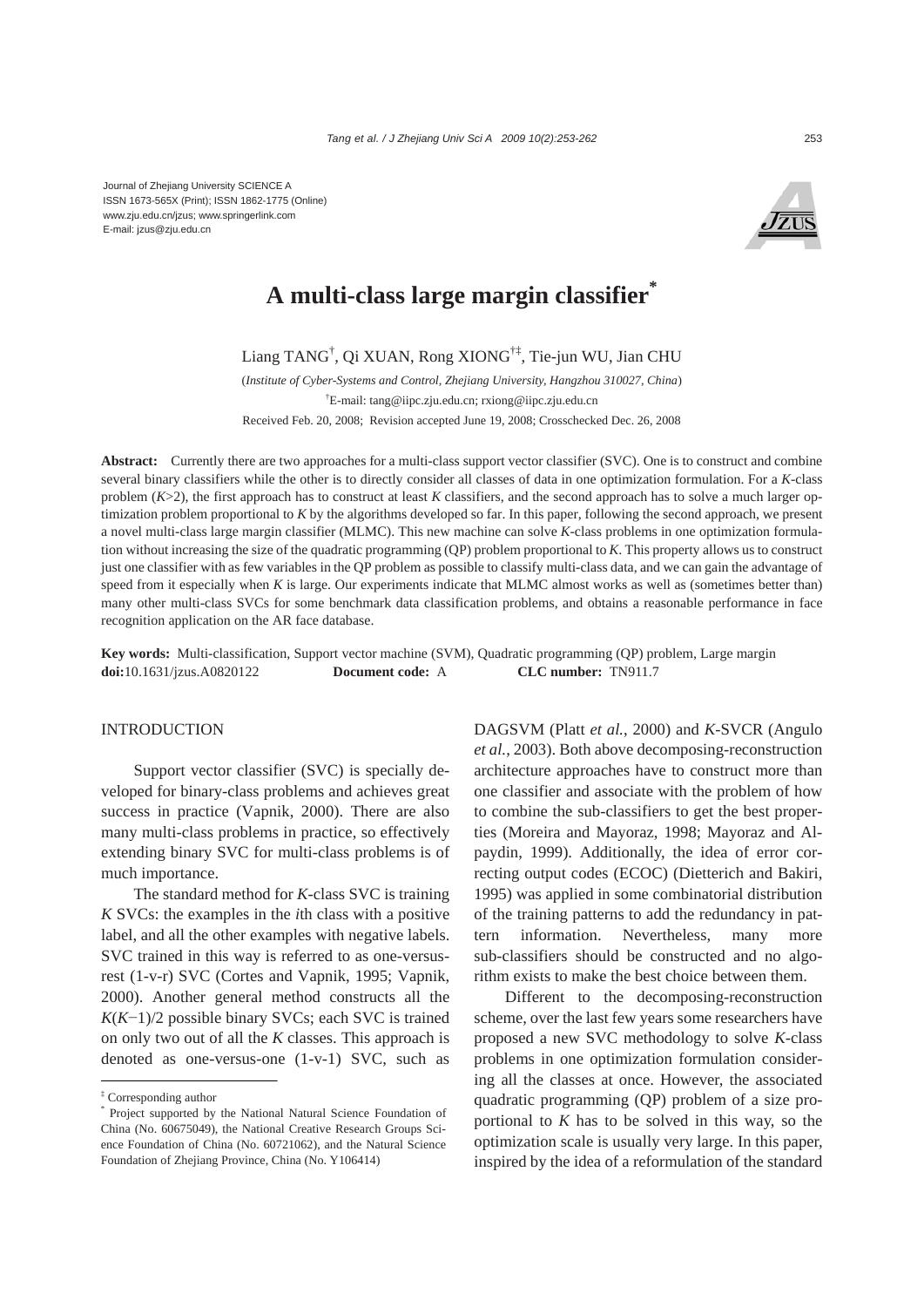Journal of Zhejiang University SCIENCE A
ISSN 1673-565X (Print); ISSN 1862-1775 (Online)
www.zju.edu.cn/jzus; www.springerlink.com
E-mail: jzus@zju.edu.cn

# A multi-class large margin classifier*

Liang TANG[†], Qi XUAN, Rong XIONG[†‡], Tie-jun WU, Jian CHU

(*Institute of Cyber-Systems and Control, Zhejiang University, Hangzhou 310027, China*)

[†]E-mail: tang@iipc.zju.edu.cn; rxiong@iipc.zju.edu.cn

Received Feb. 20, 2008; Revision accepted June 19, 2008; Crosschecked Dec. 26, 2008

**Abstract:** Currently there are two approaches for a multi-class support vector classifier (SVC). One is to construct and combine several binary classifiers while the other is to directly consider all classes of data in one optimization formulation. For a *K*-class problem (*K*>2), the first approach has to construct at least *K* classifiers, and the second approach has to solve a much larger optimization problem proportional to *K* by the algorithms developed so far. In this paper, following the second approach, we present a novel multi-class large margin classifier (MLMC). This new machine can solve *K*-class problems in one optimization formulation without increasing the size of the quadratic programming (QP) problem proportional to *K*. This property allows us to construct just one classifier with as few variables in the QP problem as possible to classify multi-class data, and we can gain the advantage of speed from it especially when *K* is large. Our experiments indicate that MLMC almost works as well as (sometimes better than) many other multi-class SVCs for some benchmark data classification problems, and obtains a reasonable performance in face recognition application on the AR face database.

**Key words:** Multi-classification, Support vector machine (SVM), Quadratic programming (QP) problem, Large margin
**doi:**10.1631/jzus.A0820122 **Document code:** A **CLC number:** TN911.7

## INTRODUCTION

Support vector classifier (SVC) is specially developed for binary-class problems and achieves great success in practice (Vapnik, 2000). There are also many multi-class problems in practice, so effectively extending binary SVC for multi-class problems is of much importance.

The standard method for *K*-class SVC is training *K* SVCs: the examples in the *i*th class with a positive label, and all the other examples with negative labels. SVC trained in this way is referred to as one-versus-rest (1-v-r) SVC (Cortes and Vapnik, 1995; Vapnik, 2000). Another general method constructs all the *K*(*K*−1)/2 possible binary SVCs; each SVC is trained on only two out of all the *K* classes. This approach is denoted as one-versus-one (1-v-1) SVC, such as DAGSVM (Platt *et al.*, 2000) and *K*-SVCR (Angulo *et al.*, 2003). Both above decomposing-reconstruction architecture approaches have to construct more than one classifier and associate with the problem of how to combine the sub-classifiers to get the best properties (Moreira and Mayoraz, 1998; Mayoraz and Alpaydin, 1999). Additionally, the idea of error correcting output codes (ECOC) (Dietterich and Bakiri, 1995) was applied in some combinatorial distribution of the training patterns to add the redundancy in pattern information. Nevertheless, many more sub-classifiers should be constructed and no algorithm exists to make the best choice between them.

Different to the decomposing-reconstruction scheme, over the last few years some researchers have proposed a new SVC methodology to solve *K*-class problems in one optimization formulation considering all the classes at once. However, the associated quadratic programming (QP) problem of a size proportional to *K* has to be solved in this way, so the optimization scale is usually very large. In this paper, inspired by the idea of a reformulation of the standard

---

[‡] Corresponding author

[*] Project supported by the National Natural Science Foundation of China (No. 60675049), the National Creative Research Groups Science Foundation of China (No. 60721062), and the Natural Science Foundation of Zhejiang Province, China (No. Y106414)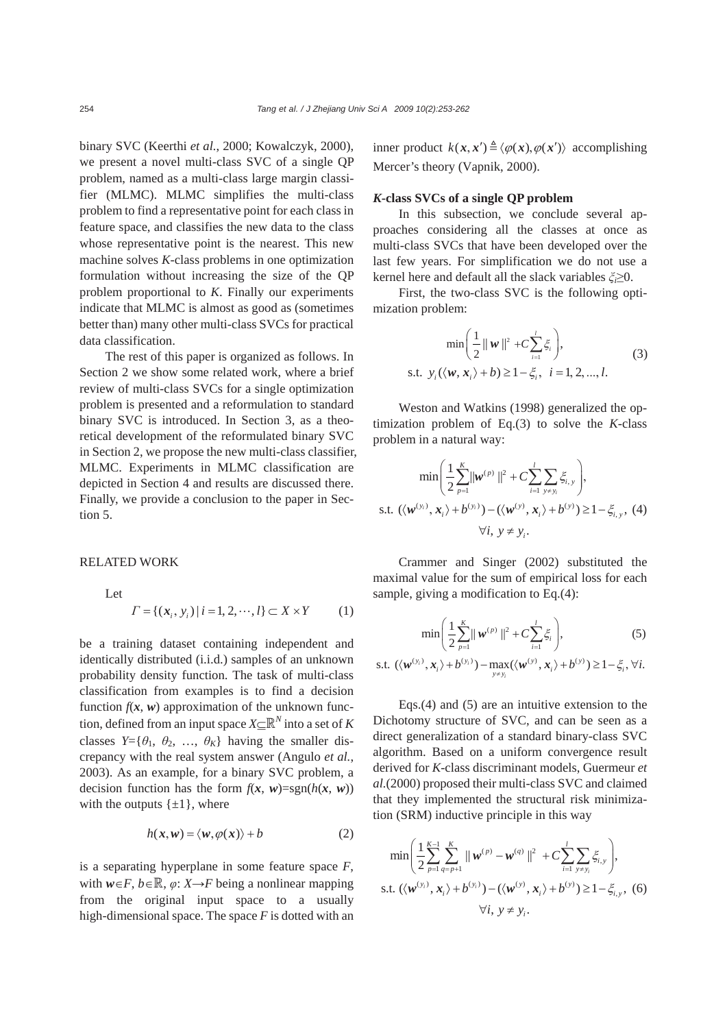binary SVC (Keerthi *et al*., 2000; Kowalczyk, 2000), we present a novel multi-class SVC of a single QP problem, named as a multi-class large margin classifier (MLMC). MLMC simplifies the multi-class problem to find a representative point for each class in feature space, and classifies the new data to the class whose representative point is the nearest. This new machine solves *K*-class problems in one optimization formulation without increasing the size of the QP problem proportional to *K*. Finally our experiments indicate that MLMC is almost as good as (sometimes better than) many other multi-class SVCs for practical data classification.

The rest of this paper is organized as follows. In Section 2 we show some related work, where a brief review of multi-class SVCs for a single optimization problem is presented and a reformulation to standard binary SVC is introduced. In Section 3, as a theoretical development of the reformulated binary SVC in Section 2, we propose the new multi-class classifier, MLMC. Experiments in MLMC classification are depicted in Section 4 and results are discussed there. Finally, we provide a conclusion to the paper in Section 5.

## RELATED WORK

Let

$$\Gamma = \{(\boldsymbol{x}_i, y_i) \mid i = 1, 2, \cdots, l\} \subset X \times Y \tag{1}$$

be a training dataset containing independent and identically distributed (i.i.d.) samples of an unknown probability density function. The task of multi-class classification from examples is to find a decision function $f(\boldsymbol{x}, \boldsymbol{w})$ approximation of the unknown function, defined from an input space $X \subseteq \mathbb{R}^N$ into a set of $K$ classes $Y = \{\theta_1, \theta_2, \ldots, \theta_K\}$ having the smaller discrepancy with the real system answer (Angulo *et al.*, 2003). As an example, for a binary SVC problem, a decision function has the form $f(\boldsymbol{x}, \boldsymbol{w}) = \text{sgn}(h(\boldsymbol{x}, \boldsymbol{w}))$ with the outputs $\{\pm 1\}$, where

$$h(\boldsymbol{x}, \boldsymbol{w}) = \langle \boldsymbol{w}, \varphi(\boldsymbol{x}) \rangle + b \tag{2}$$

is a separating hyperplane in some feature space $F$, with $\boldsymbol{w} \in F$, $b \in \mathbb{R}$, $\varphi: X \to F$ being a nonlinear mapping from the original input space to a usually high-dimensional space. The space $F$ is dotted with an inner product $k(\boldsymbol{x}, \boldsymbol{x}') \triangleq \langle \varphi(\boldsymbol{x}), \varphi(\boldsymbol{x}') \rangle$ accomplishing Mercer's theory (Vapnik, 2000).

### *K*-class SVCs of a single QP problem

In this subsection, we conclude several approaches considering all the classes at once as multi-class SVCs that have been developed over the last few years. For simplification we do not use a kernel here and default all the slack variables $\xi_i \geq 0$.

First, the two-class SVC is the following optimization problem:

$$\begin{gathered} \min \left( \frac{1}{2} \| \boldsymbol{w} \|^2 + C \sum_{i=1}^{l} \xi_i \right), \\ \text{s.t. } y_i (\langle \boldsymbol{w}, \boldsymbol{x}_i \rangle + b) \geq 1 - \xi_i, \quad i = 1, 2, ..., l. \end{gathered} \tag{3}$$

Weston and Watkins (1998) generalized the optimization problem of Eq.(3) to solve the *K*-class problem in a natural way:

$$\begin{gathered} \min \left( \frac{1}{2} \sum_{p=1}^{K} \| \boldsymbol{w}^{(p)} \|^2 + C \sum_{i=1}^{l} \sum_{y \neq y_i} \xi_{i,y} \right), \\ \text{s.t. } (\langle \boldsymbol{w}^{(y_i)}, \boldsymbol{x}_i \rangle + b^{(y_i)}) - (\langle \boldsymbol{w}^{(y)}, \boldsymbol{x}_i \rangle + b^{(y)}) \geq 1 - \xi_{i,y}, \\ \forall i,\ y \neq y_i. \end{gathered} \tag{4}$$

Crammer and Singer (2002) substituted the maximal value for the sum of empirical loss for each sample, giving a modification to Eq.(4):

$$\begin{gathered} \min \left( \frac{1}{2} \sum_{p=1}^{K} \| \boldsymbol{w}^{(p)} \|^2 + C \sum_{i=1}^{l} \xi_i \right), \\ \text{s.t. } (\langle \boldsymbol{w}^{(y_i)}, \boldsymbol{x}_i \rangle + b^{(y_i)}) - \max_{y \neq y_i} (\langle \boldsymbol{w}^{(y)}, \boldsymbol{x}_i \rangle + b^{(y)}) \geq 1 - \xi_i, \forall i. \end{gathered} \tag{5}$$

Eqs.(4) and (5) are an intuitive extension to the Dichotomy structure of SVC, and can be seen as a direct generalization of a standard binary-class SVC algorithm. Based on a uniform convergence result derived for *K*-class discriminant models, Guermeur *et al.*(2000) proposed their multi-class SVC and claimed that they implemented the structural risk minimization (SRM) inductive principle in this way

$$\begin{gathered} \min \left( \frac{1}{2} \sum_{p=1}^{K-1} \sum_{q=p+1}^{K} \| \boldsymbol{w}^{(p)} - \boldsymbol{w}^{(q)} \|^2 + C \sum_{i=1}^{l} \sum_{y \neq y_i} \xi_{i,y} \right), \\ \text{s.t. } (\langle \boldsymbol{w}^{(y_i)}, \boldsymbol{x}_i \rangle + b^{(y_i)}) - (\langle \boldsymbol{w}^{(y)}, \boldsymbol{x}_i \rangle + b^{(y)}) \geq 1 - \xi_{i,y}, \\ \forall i,\ y \neq y_i. \end{gathered} \tag{6}$$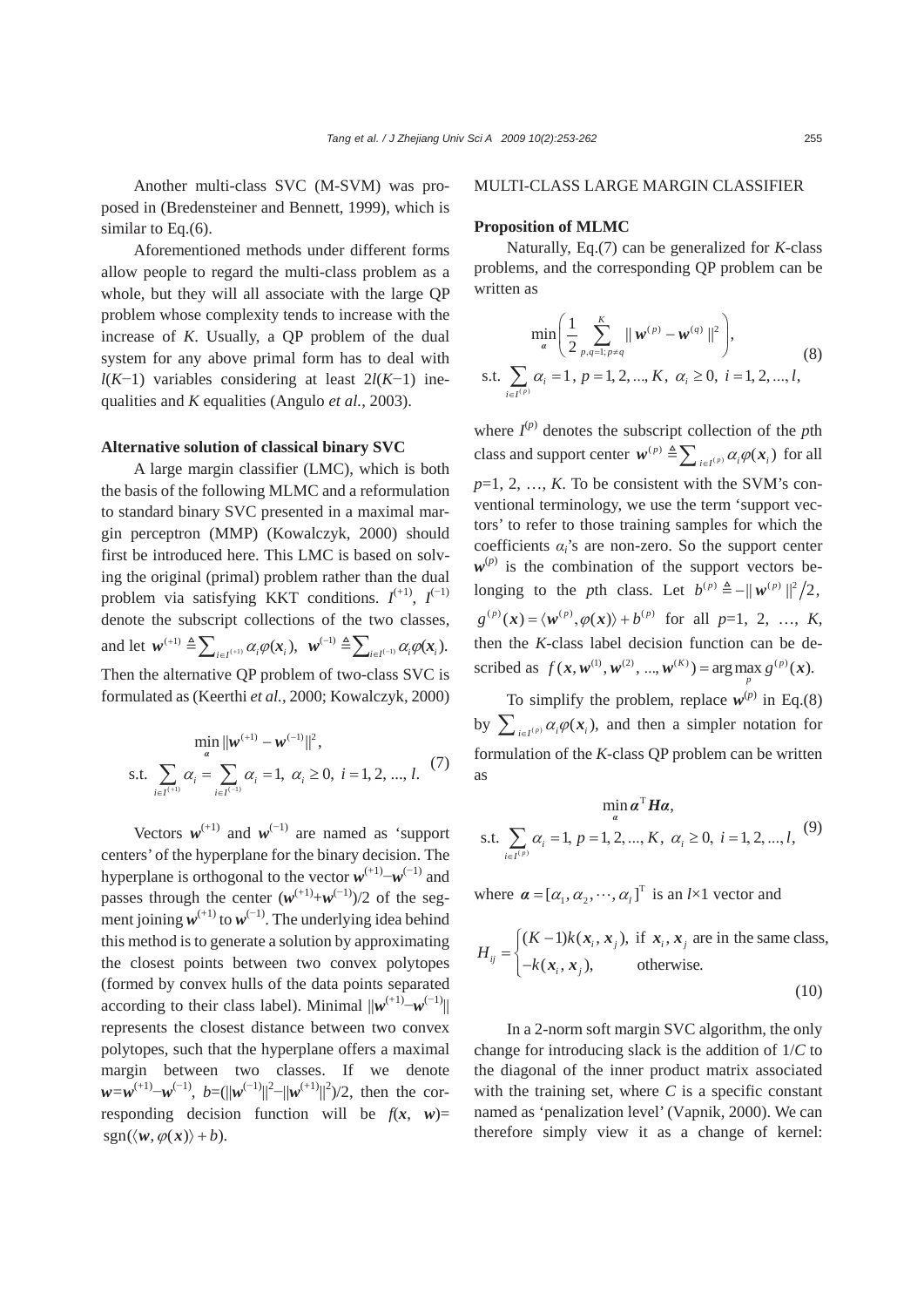Another multi-class SVC (M-SVM) was proposed in (Bredensteiner and Bennett, 1999), which is similar to Eq.(6).

Aforementioned methods under different forms allow people to regard the multi-class problem as a whole, but they will all associate with the large QP problem whose complexity tends to increase with the increase of $K$. Usually, a QP problem of the dual system for any above primal form has to deal with $l(K-1)$ variables considering at least $2l(K-1)$ inequalities and $K$ equalities (Angulo *et al.*, 2003).

**Alternative solution of classical binary SVC**

A large margin classifier (LMC), which is both the basis of the following MLMC and a reformulation to standard binary SVC presented in a maximal margin perceptron (MMP) (Kowalczyk, 2000) should first be introduced here. This LMC is based on solving the original (primal) problem rather than the dual problem via satisfying KKT conditions. $I^{(+1)}$, $I^{(-1)}$ denote the subscript collections of the two classes, and let $\boldsymbol{w}^{(+1)} \triangleq \sum_{i\in I^{(+1)}} \alpha_i \varphi(\boldsymbol{x}_i)$, $\boldsymbol{w}^{(-1)} \triangleq \sum_{i\in I^{(-1)}} \alpha_i \varphi(\boldsymbol{x}_i)$. Then the alternative QP problem of two-class SVC is formulated as (Keerthi *et al.*, 2000; Kowalczyk, 2000)

$$
\begin{gathered}
\min_{\boldsymbol{\alpha}} \|\boldsymbol{w}^{(+1)} - \boldsymbol{w}^{(-1)}\|^2, \\
\text{s.t.} \sum_{i\in I^{(+1)}} \alpha_i = \sum_{i\in I^{(-1)}} \alpha_i = 1,\ \alpha_i \geq 0,\ i=1,2,...,l.
\end{gathered} \tag{7}
$$

Vectors $\boldsymbol{w}^{(+1)}$ and $\boldsymbol{w}^{(-1)}$ are named as 'support centers' of the hyperplane for the binary decision. The hyperplane is orthogonal to the vector $\boldsymbol{w}^{(+1)}-\boldsymbol{w}^{(-1)}$ and passes through the center $(\boldsymbol{w}^{(+1)}+\boldsymbol{w}^{(-1)})/2$ of the segment joining $\boldsymbol{w}^{(+1)}$ to $\boldsymbol{w}^{(-1)}$. The underlying idea behind this method is to generate a solution by approximating the closest points between two convex polytopes (formed by convex hulls of the data points separated according to their class label). Minimal $\|\boldsymbol{w}^{(+1)}-\boldsymbol{w}^{(-1)}\|$ represents the closest distance between two convex polytopes, such that the hyperplane offers a maximal margin between two classes. If we denote $\boldsymbol{w}=\boldsymbol{w}^{(+1)}-\boldsymbol{w}^{(-1)}$, $b=(\|\boldsymbol{w}^{(-1)}\|^2-\|\boldsymbol{w}^{(+1)}\|^2)/2$, then the corresponding decision function will be $f(\boldsymbol{x}, \boldsymbol{w})=\text{sgn}(\langle \boldsymbol{w}, \varphi(\boldsymbol{x})\rangle + b)$.

## MULTI-CLASS LARGE MARGIN CLASSIFIER

**Proposition of MLMC**

Naturally, Eq.(7) can be generalized for $K$-class problems, and the corresponding QP problem can be written as

$$
\begin{gathered}
\min_{\boldsymbol{\alpha}} \left( \frac{1}{2} \sum_{p,q=1;\,p\neq q}^{K} \|\boldsymbol{w}^{(p)} - \boldsymbol{w}^{(q)}\|^2 \right), \\
\text{s.t.} \sum_{i\in I^{(p)}} \alpha_i = 1,\ p=1,2,...,K,\ \alpha_i \geq 0,\ i=1,2,...,l,
\end{gathered} \tag{8}
$$

where $I^{(p)}$ denotes the subscript collection of the $p$th class and support center $\boldsymbol{w}^{(p)} \triangleq \sum_{i\in I^{(p)}} \alpha_i \varphi(\boldsymbol{x}_i)$ for all $p=1, 2, \ldots, K$. To be consistent with the SVM's conventional terminology, we use the term 'support vectors' to refer to those training samples for which the coefficients $\alpha_i$'s are non-zero. So the support center $\boldsymbol{w}^{(p)}$ is the combination of the support vectors belonging to the $p$th class. Let $b^{(p)} \triangleq -\|\boldsymbol{w}^{(p)}\|^2/2$, $g^{(p)}(\boldsymbol{x}) = \langle \boldsymbol{w}^{(p)}, \varphi(\boldsymbol{x})\rangle + b^{(p)}$ for all $p=1, 2, \ldots, K$, then the $K$-class label decision function can be described as $f(\boldsymbol{x}, \boldsymbol{w}^{(1)}, \boldsymbol{w}^{(2)}, ..., \boldsymbol{w}^{(K)}) = \arg\max_p g^{(p)}(\boldsymbol{x})$.

To simplify the problem, replace $\boldsymbol{w}^{(p)}$ in Eq.(8) by $\sum_{i\in I^{(p)}} \alpha_i \varphi(\boldsymbol{x}_i)$, and then a simpler notation for formulation of the $K$-class QP problem can be written as

$$
\begin{gathered}
\min_{\boldsymbol{\alpha}} \boldsymbol{\alpha}^{\mathrm{T}} \boldsymbol{H} \boldsymbol{\alpha}, \\
\text{s.t.} \sum_{i\in I^{(p)}} \alpha_i = 1,\ p=1,2,...,K,\ \alpha_i \geq 0,\ i=1,2,...,l,
\end{gathered} \tag{9}
$$

where $\boldsymbol{\alpha} = [\alpha_1, \alpha_2, \cdots, \alpha_l]^{\mathrm{T}}$ is an $l$×1 vector and

$$
H_{ij} = \begin{cases} (K-1)k(\boldsymbol{x}_i, \boldsymbol{x}_j), & \text{if } \boldsymbol{x}_i, \boldsymbol{x}_j \text{ are in the same class}, \\ -k(\boldsymbol{x}_i, \boldsymbol{x}_j), & \text{otherwise.} \end{cases} \tag{10}
$$

In a 2-norm soft margin SVC algorithm, the only change for introducing slack is the addition of $1/C$ to the diagonal of the inner product matrix associated with the training set, where $C$ is a specific constant named as 'penalization level' (Vapnik, 2000). We can therefore simply view it as a change of kernel: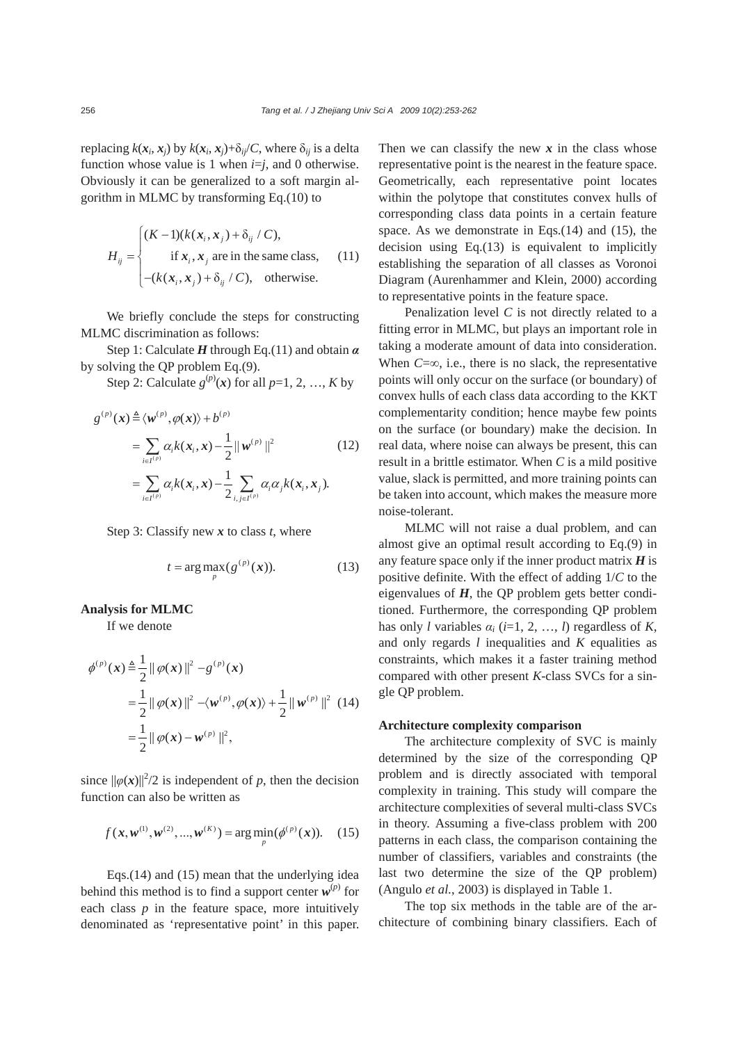replacing $k(\boldsymbol{x}_i, \boldsymbol{x}_j)$ by $k(\boldsymbol{x}_i, \boldsymbol{x}_j)+\delta_{ij}/C$, where $\delta_{ij}$ is a delta function whose value is 1 when $i=j$, and 0 otherwise. Obviously it can be generalized to a soft margin algorithm in MLMC by transforming Eq.(10) to

$$H_{ij} = \begin{cases} (K-1)(k(\boldsymbol{x}_i, \boldsymbol{x}_j) + \delta_{ij}/C), \\ \quad \text{if } \boldsymbol{x}_i, \boldsymbol{x}_j \text{ are in the same class}, \\ -(k(\boldsymbol{x}_i, \boldsymbol{x}_j) + \delta_{ij}/C), \quad \text{otherwise}. \end{cases} \tag{11}$$

We briefly conclude the steps for constructing MLMC discrimination as follows:

Step 1: Calculate $\boldsymbol{H}$ through Eq.(11) and obtain $\boldsymbol{\alpha}$ by solving the QP problem Eq.(9).

Step 2: Calculate $g^{(p)}(\boldsymbol{x})$ for all $p$=1, 2, …, $K$ by

$$\begin{aligned} g^{(p)}(\boldsymbol{x}) &\triangleq \langle \boldsymbol{w}^{(p)}, \varphi(\boldsymbol{x}) \rangle + b^{(p)} \\ &= \sum_{i \in I^{(p)}} \alpha_i k(\boldsymbol{x}_i, \boldsymbol{x}) - \frac{1}{2} \| \boldsymbol{w}^{(p)} \|^2 \\ &= \sum_{i \in I^{(p)}} \alpha_i k(\boldsymbol{x}_i, \boldsymbol{x}) - \frac{1}{2} \sum_{i,j \in I^{(p)}} \alpha_i \alpha_j k(\boldsymbol{x}_i, \boldsymbol{x}_j). \end{aligned} \tag{12}$$

Step 3: Classify new $\boldsymbol{x}$ to class $t$, where

$$t = \arg\max_p (g^{(p)}(\boldsymbol{x})). \tag{13}$$

**Analysis for MLMC**

If we denote

$$\begin{aligned} \phi^{(p)}(\boldsymbol{x}) &\triangleq \frac{1}{2} \| \varphi(\boldsymbol{x}) \|^2 - g^{(p)}(\boldsymbol{x}) \\ &= \frac{1}{2} \| \varphi(\boldsymbol{x}) \|^2 - \langle \boldsymbol{w}^{(p)}, \varphi(\boldsymbol{x}) \rangle + \frac{1}{2} \| \boldsymbol{w}^{(p)} \|^2 \\ &= \frac{1}{2} \| \varphi(\boldsymbol{x}) - \boldsymbol{w}^{(p)} \|^2, \end{aligned} \tag{14}$$

since $\|\varphi(\boldsymbol{x})\|^2/2$ is independent of $p$, then the decision function can also be written as

$$f(\boldsymbol{x}, \boldsymbol{w}^{(1)}, \boldsymbol{w}^{(2)}, ..., \boldsymbol{w}^{(K)}) = \arg\min_p (\phi^{(p)}(\boldsymbol{x})). \tag{15}$$

Eqs.(14) and (15) mean that the underlying idea behind this method is to find a support center $\boldsymbol{w}^{(p)}$ for each class $p$ in the feature space, more intuitively denominated as 'representative point' in this paper. Then we can classify the new $\boldsymbol{x}$ in the class whose representative point is the nearest in the feature space. Geometrically, each representative point locates within the polytope that constitutes convex hulls of corresponding class data points in a certain feature space. As we demonstrate in Eqs.(14) and (15), the decision using Eq.(13) is equivalent to implicitly establishing the separation of all classes as Voronoi Diagram (Aurenhammer and Klein, 2000) according to representative points in the feature space.

Penalization level $C$ is not directly related to a fitting error in MLMC, but plays an important role in taking a moderate amount of data into consideration. When $C=\infty$, i.e., there is no slack, the representative points will only occur on the surface (or boundary) of convex hulls of each class data according to the KKT complementarity condition; hence maybe few points on the surface (or boundary) make the decision. In real data, where noise can always be present, this can result in a brittle estimator. When $C$ is a mild positive value, slack is permitted, and more training points can be taken into account, which makes the measure more noise-tolerant.

MLMC will not raise a dual problem, and can almost give an optimal result according to Eq.(9) in any feature space only if the inner product matrix $\boldsymbol{H}$ is positive definite. With the effect of adding $1/C$ to the eigenvalues of $\boldsymbol{H}$, the QP problem gets better conditioned. Furthermore, the corresponding QP problem has only $l$ variables $\alpha_i$ ($i$=1, 2, …, $l$) regardless of $K$, and only regards $l$ inequalities and $K$ equalities as constraints, which makes it a faster training method compared with other present $K$-class SVCs for a single QP problem.

**Architecture complexity comparison**

The architecture complexity of SVC is mainly determined by the size of the corresponding QP problem and is directly associated with temporal complexity in training. This study will compare the architecture complexities of several multi-class SVCs in theory. Assuming a five-class problem with 200 patterns in each class, the comparison containing the number of classifiers, variables and constraints (the last two determine the size of the QP problem) (Angulo *et al.*, 2003) is displayed in Table 1.

The top six methods in the table are of the architecture of combining binary classifiers. Each of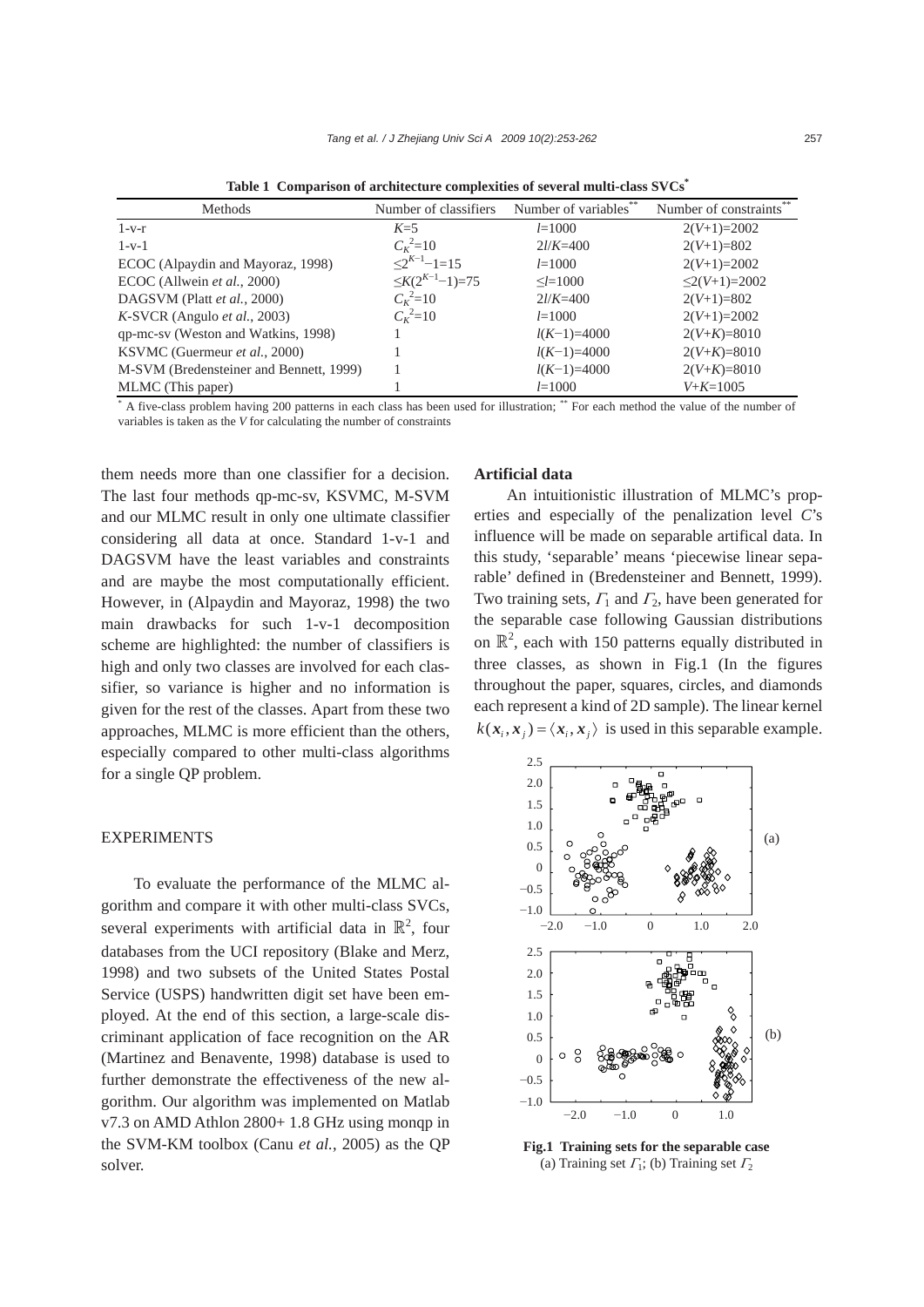**Table 1 Comparison of architecture complexities of several multi-class SVCs***

| Methods | Number of classifiers | Number of variables** | Number of constraints** |
|---|---|---|---|
| 1-v-r | $K$=5 | $l$=1000 | $2(V+1)$=2002 |
| 1-v-1 | $C_K^2$=10 | $2l/K$=400 | $2(V+1)$=802 |
| ECOC (Alpaydin and Mayoraz, 1998) | $\leq 2^{K-1}-1$=15 | $l$=1000 | $2(V+1)$=2002 |
| ECOC (Allwein *et al.*, 2000) | $\leq K(2^{K-1}-1)$=75 | $\leq l$=1000 | $\leq 2(V+1)$=2002 |
| DAGSVM (Platt *et al.*, 2000) | $C_K^2$=10 | $2l/K$=400 | $2(V+1)$=802 |
| $K$-SVCR (Angulo *et al.*, 2003) | $C_K^2$=10 | $l$=1000 | $2(V+1)$=2002 |
| qp-mc-sv (Weston and Watkins, 1998) | 1 | $l(K-1)$=4000 | $2(V+K)$=8010 |
| KSVMC (Guermeur *et al.*, 2000) | 1 | $l(K-1)$=4000 | $2(V+K)$=8010 |
| M-SVM (Bredensteiner and Bennett, 1999) | 1 | $l(K-1)$=4000 | $2(V+K)$=8010 |
| MLMC (This paper) | 1 | $l$=1000 | $V+K$=1005 |

* A five-class problem having 200 patterns in each class has been used for illustration; ** For each method the value of the number of variables is taken as the $V$ for calculating the number of constraints

them needs more than one classifier for a decision. The last four methods qp-mc-sv, KSVMC, M-SVM and our MLMC result in only one ultimate classifier considering all data at once. Standard 1-v-1 and DAGSVM have the least variables and constraints and are maybe the most computationally efficient. However, in (Alpaydin and Mayoraz, 1998) the two main drawbacks for such 1-v-1 decomposition scheme are highlighted: the number of classifiers is high and only two classes are involved for each classifier, so variance is higher and no information is given for the rest of the classes. Apart from these two approaches, MLMC is more efficient than the others, especially compared to other multi-class algorithms for a single QP problem.

## EXPERIMENTS

To evaluate the performance of the MLMC algorithm and compare it with other multi-class SVCs, several experiments with artificial data in $\mathbb{R}^2$, four databases from the UCI repository (Blake and Merz, 1998) and two subsets of the United States Postal Service (USPS) handwritten digit set have been employed. At the end of this section, a large-scale discriminant application of face recognition on the AR (Martinez and Benavente, 1998) database is used to further demonstrate the effectiveness of the new algorithm. Our algorithm was implemented on Matlab v7.3 on AMD Athlon 2800+ 1.8 GHz using monqp in the SVM-KM toolbox (Canu *et al.*, 2005) as the QP solver.

### Artificial data

An intuitionistic illustration of MLMC's properties and especially of the penalization level $C$'s influence will be made on separable artifical data. In this study, 'separable' means 'piecewise linear separable' defined in (Bredensteiner and Bennett, 1999). Two training sets, $\Gamma_1$ and $\Gamma_2$, have been generated for the separable case following Gaussian distributions on $\mathbb{R}^2$, each with 150 patterns equally distributed in three classes, as shown in Fig.1 (In the figures throughout the paper, squares, circles, and diamonds each represent a kind of 2D sample). The linear kernel $k(\boldsymbol{x}_i, \boldsymbol{x}_j) = \langle \boldsymbol{x}_i, \boldsymbol{x}_j \rangle$ is used in this separable example.

**Fig.1 Training sets for the separable case**
(a) Training set $\Gamma_1$; (b) Training set $\Gamma_2$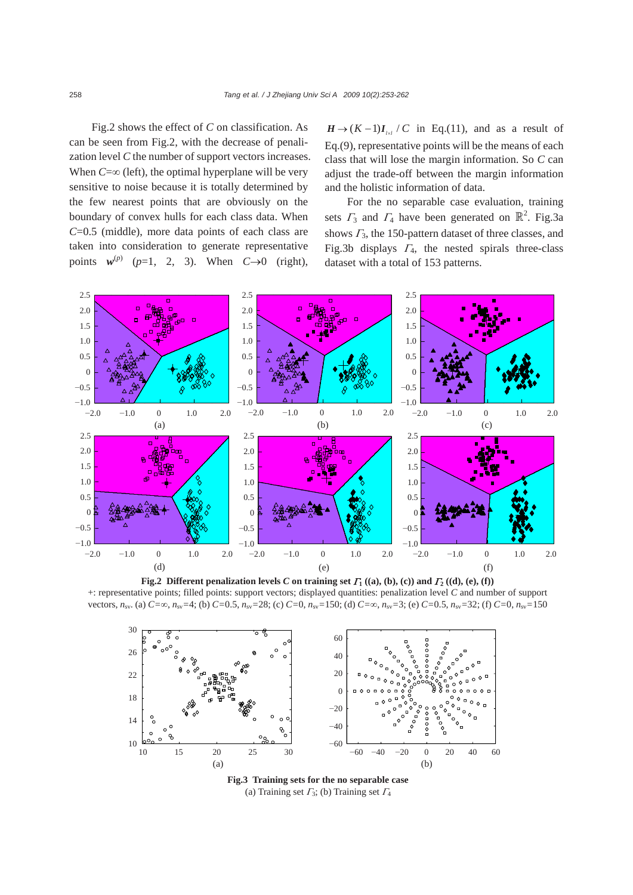Fig.2 shows the effect of $C$ on classification. As can be seen from Fig.2, with the decrease of penalization level $C$ the number of support vectors increases. When $C$=∞ (left), the optimal hyperplane will be very sensitive to noise because it is totally determined by the few nearest points that are obviously on the boundary of convex hulls for each class data. When $C$=0.5 (middle), more data points of each class are taken into consideration to generate representative points $\boldsymbol{w}^{(p)}$ ($p$=1, 2, 3). When $C\to 0$ (right), $\boldsymbol{H}\to (K-1)\boldsymbol{I}_{l\times l}/C$ in Eq.(11), and as a result of Eq.(9), representative points will be the means of each class that will lose the margin information. So $C$ can adjust the trade-off between the margin information and the holistic information of data.

For the no separable case evaluation, training sets $\Gamma_3$ and $\Gamma_4$ have been generated on $\mathbb{R}^2$. Fig.3a shows $\Gamma_3$, the 150-pattern dataset of three classes, and Fig.3b displays $\Gamma_4$, the nested spirals three-class dataset with a total of 153 patterns.

**Fig.2 Different penalization levels $C$ on training set $\Gamma_1$ ((a), (b), (c)) and $\Gamma_2$ ((d), (e), (f))**
+: representative points; filled points: support vectors; displayed quantities: penalization level $C$ and number of support vectors, $n_{sv}$. (a) $C$=∞, $n_{sv}$=4; (b) $C$=0.5, $n_{sv}$=28; (c) $C$=0, $n_{sv}$=150; (d) $C$=∞, $n_{sv}$=3; (e) $C$=0.5, $n_{sv}$=32; (f) $C$=0, $n_{sv}$=150

**Fig.3 Training sets for the no separable case**
(a) Training set $\Gamma_3$; (b) Training set $\Gamma_4$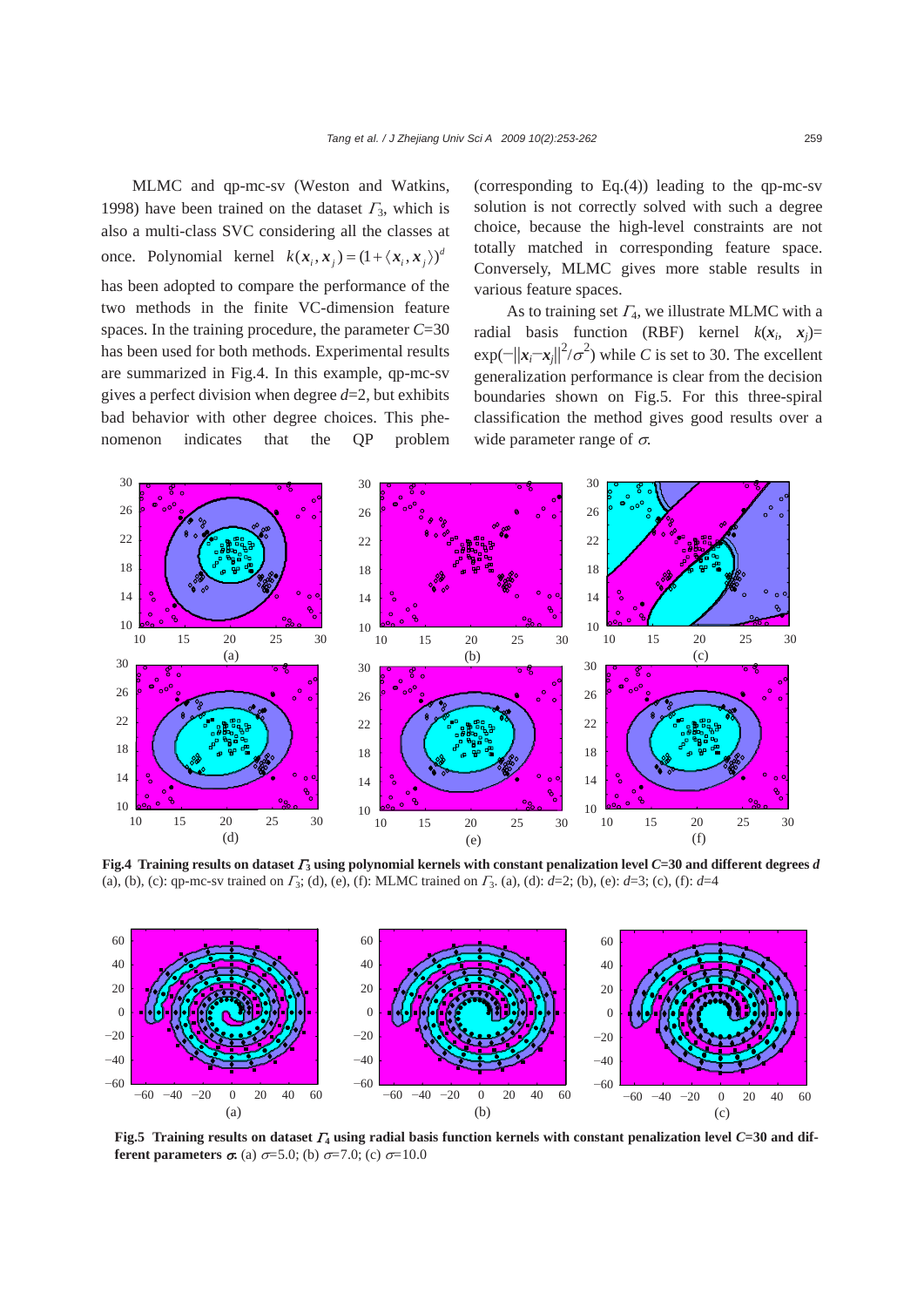MLMC and qp-mc-sv (Weston and Watkins, 1998) have been trained on the dataset $\Gamma_3$, which is also a multi-class SVC considering all the classes at once. Polynomial kernel $k(\boldsymbol{x}_i, \boldsymbol{x}_j) = (1 + \langle \boldsymbol{x}_i, \boldsymbol{x}_j \rangle)^d$ has been adopted to compare the performance of the two methods in the finite VC-dimension feature spaces. In the training procedure, the parameter $C$=30 has been used for both methods. Experimental results are summarized in Fig.4. In this example, qp-mc-sv gives a perfect division when degree $d$=2, but exhibits bad behavior with other degree choices. This phenomenon indicates that the QP problem (corresponding to Eq.(4)) leading to the qp-mc-sv solution is not correctly solved with such a degree choice, because the high-level constraints are not totally matched in corresponding feature space. Conversely, MLMC gives more stable results in various feature spaces.

As to training set $\Gamma_4$, we illustrate MLMC with a radial basis function (RBF) kernel $k(\boldsymbol{x}_i, \boldsymbol{x}_j) = \exp(-\|\boldsymbol{x}_i - \boldsymbol{x}_j\|^2/\sigma^2)$ while $C$ is set to 30. The excellent generalization performance is clear from the decision boundaries shown on Fig.5. For this three-spiral classification the method gives good results over a wide parameter range of $\sigma$.

**Fig.4 Training results on dataset $\Gamma_3$ using polynomial kernels with constant penalization level $C$=30 and different degrees $d$**
(a), (b), (c): qp-mc-sv trained on $\Gamma_3$; (d), (e), (f): MLMC trained on $\Gamma_3$. (a), (d): $d$=2; (b), (e): $d$=3; (c), (f): $d$=4

**Fig.5 Training results on dataset $\Gamma_4$ using radial basis function kernels with constant penalization level $C$=30 and different parameters $\sigma$.** (a) $\sigma$=5.0; (b) $\sigma$=7.0; (c) $\sigma$=10.0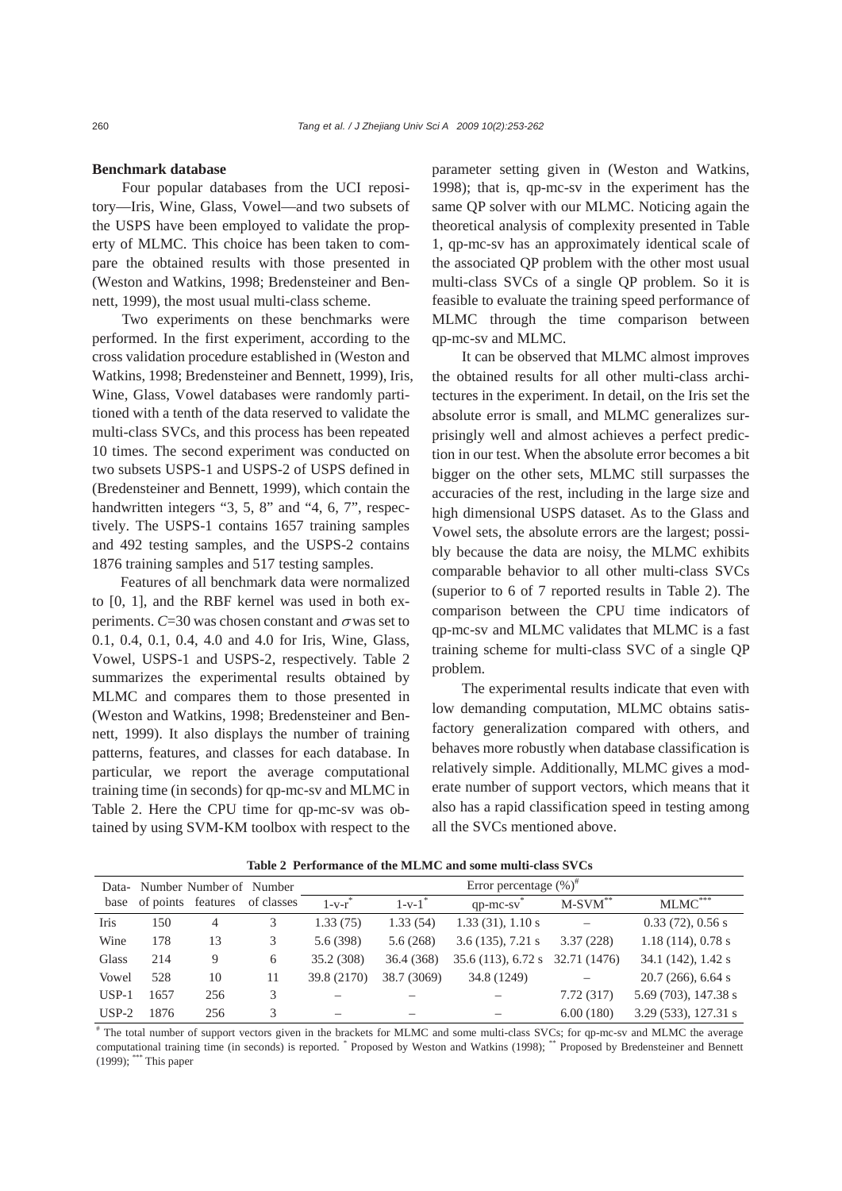### Benchmark database

Four popular databases from the UCI repository—Iris, Wine, Glass, Vowel—and two subsets of the USPS have been employed to validate the property of MLMC. This choice has been taken to compare the obtained results with those presented in (Weston and Watkins, 1998; Bredensteiner and Bennett, 1999), the most usual multi-class scheme.

Two experiments on these benchmarks were performed. In the first experiment, according to the cross validation procedure established in (Weston and Watkins, 1998; Bredensteiner and Bennett, 1999), Iris, Wine, Glass, Vowel databases were randomly partitioned with a tenth of the data reserved to validate the multi-class SVCs, and this process has been repeated 10 times. The second experiment was conducted on two subsets USPS-1 and USPS-2 of USPS defined in (Bredensteiner and Bennett, 1999), which contain the handwritten integers "3, 5, 8" and "4, 6, 7", respectively. The USPS-1 contains 1657 training samples and 492 testing samples, and the USPS-2 contains 1876 training samples and 517 testing samples.

Features of all benchmark data were normalized to [0, 1], and the RBF kernel was used in both experiments. $C$=30 was chosen constant and $\sigma$ was set to 0.1, 0.4, 0.1, 0.4, 4.0 and 4.0 for Iris, Wine, Glass, Vowel, USPS-1 and USPS-2, respectively. Table 2 summarizes the experimental results obtained by MLMC and compares them to those presented in (Weston and Watkins, 1998; Bredensteiner and Bennett, 1999). It also displays the number of training patterns, features, and classes for each database. In particular, we report the average computational training time (in seconds) for qp-mc-sv and MLMC in Table 2. Here the CPU time for qp-mc-sv was obtained by using SVM-KM toolbox with respect to the parameter setting given in (Weston and Watkins, 1998); that is, qp-mc-sv in the experiment has the same QP solver with our MLMC. Noticing again the theoretical analysis of complexity presented in Table 1, qp-mc-sv has an approximately identical scale of the associated QP problem with the other most usual multi-class SVCs of a single QP problem. So it is feasible to evaluate the training speed performance of MLMC through the time comparison between qp-mc-sv and MLMC.

It can be observed that MLMC almost improves the obtained results for all other multi-class architectures in the experiment. In detail, on the Iris set the absolute error is small, and MLMC generalizes surprisingly well and almost achieves a perfect prediction in our test. When the absolute error becomes a bit bigger on the other sets, MLMC still surpasses the accuracies of the rest, including in the large size and high dimensional USPS dataset. As to the Glass and Vowel sets, the absolute errors are the largest; possibly because the data are noisy, the MLMC exhibits comparable behavior to all other multi-class SVCs (superior to 6 of 7 reported results in Table 2). The comparison between the CPU time indicators of qp-mc-sv and MLMC validates that MLMC is a fast training scheme for multi-class SVC of a single QP problem.

The experimental results indicate that even with low demanding computation, MLMC obtains satisfactory generalization compared with others, and behaves more robustly when database classification is relatively simple. Additionally, MLMC gives a moderate number of support vectors, which means that it also has a rapid classification speed in testing among all the SVCs mentioned above.

**Table 2 Performance of the MLMC and some multi-class SVCs**

| Database | Number of points | Number of features | Number of classes | Error percentage (%)# | | | | |
|---|---|---|---|---|---|---|---|---|
| | | | | 1-v-r* | 1-v-1* | qp-mc-sv* | M-SVM** | MLMC*** |
| Iris | 150 | 4 | 3 | 1.33 (75) | 1.33 (54) | 1.33 (31), 1.10 s | – | 0.33 (72), 0.56 s |
| Wine | 178 | 13 | 3 | 5.6 (398) | 5.6 (268) | 3.6 (135), 7.21 s | 3.37 (228) | 1.18 (114), 0.78 s |
| Glass | 214 | 9 | 6 | 35.2 (308) | 36.4 (368) | 35.6 (113), 6.72 s | 32.71 (1476) | 34.1 (142), 1.42 s |
| Vowel | 528 | 10 | 11 | 39.8 (2170) | 38.7 (3069) | 34.8 (1249) | – | 20.7 (266), 6.64 s |
| USP-1 | 1657 | 256 | 3 | – | – | – | 7.72 (317) | 5.69 (703), 147.38 s |
| USP-2 | 1876 | 256 | 3 | – | – | – | 6.00 (180) | 3.29 (533), 127.31 s |

# The total number of support vectors given in the brackets for MLMC and some multi-class SVCs; for qp-mc-sv and MLMC the average computational training time (in seconds) is reported. * Proposed by Weston and Watkins (1998); ** Proposed by Bredensteiner and Bennett (1999); *** This paper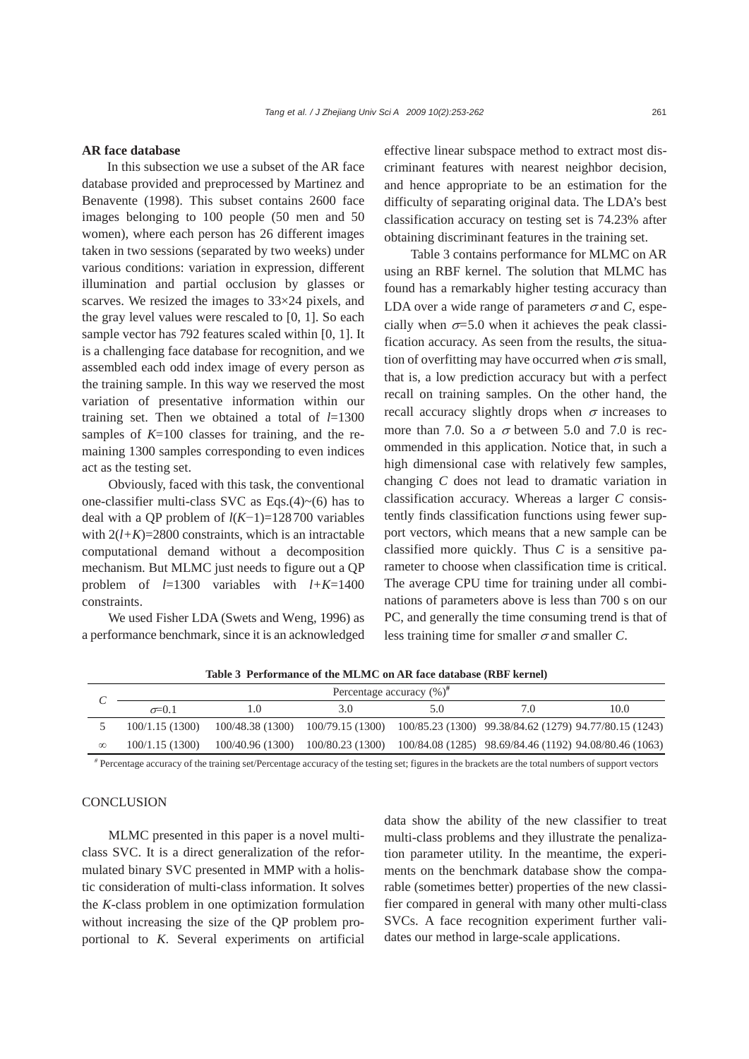**AR face database**

In this subsection we use a subset of the AR face database provided and preprocessed by Martinez and Benavente (1998). This subset contains 2600 face images belonging to 100 people (50 men and 50 women), where each person has 26 different images taken in two sessions (separated by two weeks) under various conditions: variation in expression, different illumination and partial occlusion by glasses or scarves. We resized the images to 33×24 pixels, and the gray level values were rescaled to [0, 1]. So each sample vector has 792 features scaled within [0, 1]. It is a challenging face database for recognition, and we assembled each odd index image of every person as the training sample. In this way we reserved the most variation of presentative information within our training set. Then we obtained a total of $l$=1300 samples of $K$=100 classes for training, and the remaining 1300 samples corresponding to even indices act as the testing set.

Obviously, faced with this task, the conventional one-classifier multi-class SVC as Eqs.(4)~(6) has to deal with a QP problem of $l(K-1)$=128 700 variables with $2(l+K)$=2800 constraints, which is an intractable computational demand without a decomposition mechanism. But MLMC just needs to figure out a QP problem of $l$=1300 variables with $l+K$=1400 constraints.

We used Fisher LDA (Swets and Weng, 1996) as a performance benchmark, since it is an acknowledged effective linear subspace method to extract most discriminant features with nearest neighbor decision, and hence appropriate to be an estimation for the difficulty of separating original data. The LDA's best classification accuracy on testing set is 74.23% after obtaining discriminant features in the training set.

Table 3 contains performance for MLMC on AR using an RBF kernel. The solution that MLMC has found has a remarkably higher testing accuracy than LDA over a wide range of parameters $\sigma$ and $C$, especially when $\sigma$=5.0 when it achieves the peak classification accuracy. As seen from the results, the situation of overfitting may have occurred when $\sigma$ is small, that is, a low prediction accuracy but with a perfect recall on training samples. On the other hand, the recall accuracy slightly drops when $\sigma$ increases to more than 7.0. So a $\sigma$ between 5.0 and 7.0 is recommended in this application. Notice that, in such a high dimensional case with relatively few samples, changing $C$ does not lead to dramatic variation in classification accuracy. Whereas a larger $C$ consistently finds classification functions using fewer support vectors, which means that a new sample can be classified more quickly. Thus $C$ is a sensitive parameter to choose when classification time is critical. The average CPU time for training under all combinations of parameters above is less than 700 s on our PC, and generally the time consuming trend is that of less training time for smaller $\sigma$ and smaller $C$.

**Table 3 Performance of the MLMC on AR face database (RBF kernel)**

| $C$ | Percentage accuracy (%)[#] | | | | | |
|---|---|---|---|---|---|---|
| | $\sigma$=0.1 | 1.0 | 3.0 | 5.0 | 7.0 | 10.0 |
| 5 | 100/1.15 (1300) | 100/48.38 (1300) | 100/79.15 (1300) | 100/85.23 (1300) | 99.38/84.62 (1279) | 94.77/80.15 (1243) |
| $\infty$ | 100/1.15 (1300) | 100/40.96 (1300) | 100/80.23 (1300) | 100/84.08 (1285) | 98.69/84.46 (1192) | 94.08/80.46 (1063) |

[#] Percentage accuracy of the training set/Percentage accuracy of the testing set; figures in the brackets are the total numbers of support vectors

## CONCLUSION

MLMC presented in this paper is a novel multi-class SVC. It is a direct generalization of the reformulated binary SVC presented in MMP with a holistic consideration of multi-class information. It solves the $K$-class problem in one optimization formulation without increasing the size of the QP problem proportional to $K$. Several experiments on artificial data show the ability of the new classifier to treat multi-class problems and they illustrate the penalization parameter utility. In the meantime, the experiments on the benchmark database show the comparable (sometimes better) properties of the new classifier compared in general with many other multi-class SVCs. A face recognition experiment further validates our method in large-scale applications.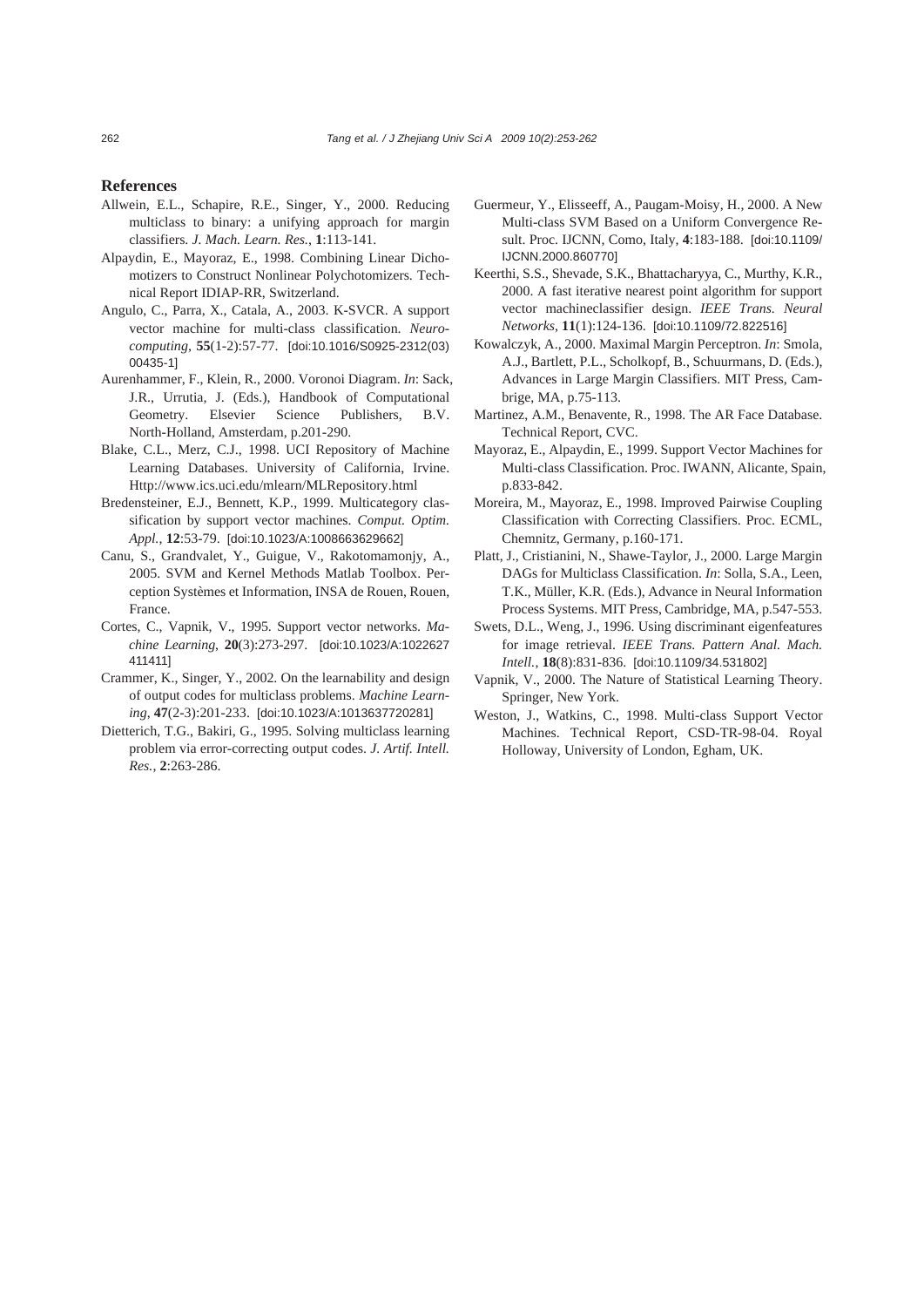## References

Allwein, E.L., Schapire, R.E., Singer, Y., 2000. Reducing multiclass to binary: a unifying approach for margin classifiers. *J. Mach. Learn. Res.*, **1**:113-141.

Alpaydin, E., Mayoraz, E., 1998. Combining Linear Dichomotizers to Construct Nonlinear Polychotomizers. Technical Report IDIAP-RR, Switzerland.

Angulo, C., Parra, X., Catala, A., 2003. K-SVCR. A support vector machine for multi-class classification. *Neurocomputing*, **55**(1-2):57-77. [doi:10.1016/S0925-2312(03)00435-1]

Aurenhammer, F., Klein, R., 2000. Voronoi Diagram. *In*: Sack, J.R., Urrutia, J. (Eds.), Handbook of Computational Geometry. Elsevier Science Publishers, B.V. North-Holland, Amsterdam, p.201-290.

Blake, C.L., Merz, C.J., 1998. UCI Repository of Machine Learning Databases. University of California, Irvine. Http://www.ics.uci.edu/mlearn/MLRepository.html

Bredensteiner, E.J., Bennett, K.P., 1999. Multicategory classification by support vector machines. *Comput. Optim. Appl.*, **12**:53-79. [doi:10.1023/A:1008663629662]

Canu, S., Grandvalet, Y., Guigue, V., Rakotomamonjy, A., 2005. SVM and Kernel Methods Matlab Toolbox. Perception Systèmes et Information, INSA de Rouen, Rouen, France.

Cortes, C., Vapnik, V., 1995. Support vector networks. *Machine Learning*, **20**(3):273-297. [doi:10.1023/A:1022627411411]

Crammer, K., Singer, Y., 2002. On the learnability and design of output codes for multiclass problems. *Machine Learning*, **47**(2-3):201-233. [doi:10.1023/A:1013637720281]

Dietterich, T.G., Bakiri, G., 1995. Solving multiclass learning problem via error-correcting output codes. *J. Artif. Intell. Res.*, **2**:263-286.

Guermeur, Y., Elisseeff, A., Paugam-Moisy, H., 2000. A New Multi-class SVM Based on a Uniform Convergence Result. Proc. IJCNN, Como, Italy, **4**:183-188. [doi:10.1109/IJCNN.2000.860770]

Keerthi, S.S., Shevade, S.K., Bhattacharyya, C., Murthy, K.R., 2000. A fast iterative nearest point algorithm for support vector machineclassifier design. *IEEE Trans. Neural Networks*, **11**(1):124-136. [doi:10.1109/72.822516]

Kowalczyk, A., 2000. Maximal Margin Perceptron. *In*: Smola, A.J., Bartlett, P.L., Scholkopf, B., Schuurmans, D. (Eds.), Advances in Large Margin Classifiers. MIT Press, Cambrige, MA, p.75-113.

Martinez, A.M., Benavente, R., 1998. The AR Face Database. Technical Report, CVC.

Mayoraz, E., Alpaydin, E., 1999. Support Vector Machines for Multi-class Classification. Proc. IWANN, Alicante, Spain, p.833-842.

Moreira, M., Mayoraz, E., 1998. Improved Pairwise Coupling Classification with Correcting Classifiers. Proc. ECML, Chemnitz, Germany, p.160-171.

Platt, J., Cristianini, N., Shawe-Taylor, J., 2000. Large Margin DAGs for Multiclass Classification. *In*: Solla, S.A., Leen, T.K., Müller, K.R. (Eds.), Advance in Neural Information Process Systems. MIT Press, Cambridge, MA, p.547-553.

Swets, D.L., Weng, J., 1996. Using discriminant eigenfeatures for image retrieval. *IEEE Trans. Pattern Anal. Mach. Intell.*, **18**(8):831-836. [doi:10.1109/34.531802]

Vapnik, V., 2000. The Nature of Statistical Learning Theory. Springer, New York.

Weston, J., Watkins, C., 1998. Multi-class Support Vector Machines. Technical Report, CSD-TR-98-04. Royal Holloway, University of London, Egham, UK.